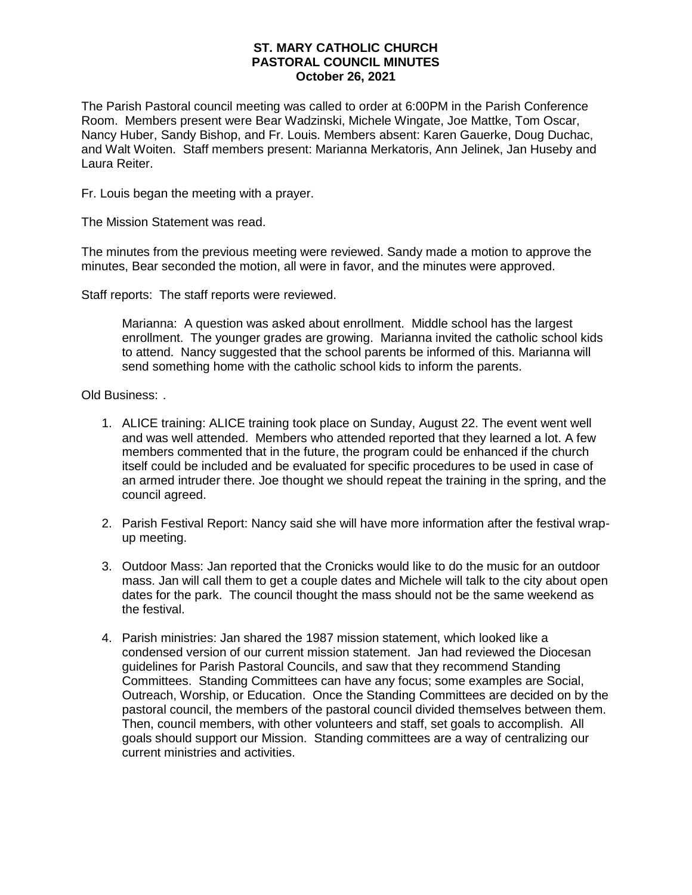**ST. MARY CATHOLIC CHURCH**
**PASTORAL COUNCIL MINUTES**
**October 26, 2021**

The Parish Pastoral council meeting was called to order at 6:00PM in the Parish Conference Room. Members present were Bear Wadzinski, Michele Wingate, Joe Mattke, Tom Oscar, Nancy Huber, Sandy Bishop, and Fr. Louis. Members absent: Karen Gauerke, Doug Duchac, and Walt Woiten. Staff members present: Marianna Merkatoris, Ann Jelinek, Jan Huseby and Laura Reiter.

Fr. Louis began the meeting with a prayer.

The Mission Statement was read.

The minutes from the previous meeting were reviewed. Sandy made a motion to approve the minutes, Bear seconded the motion, all were in favor, and the minutes were approved.

Staff reports: The staff reports were reviewed.

> Marianna: A question was asked about enrollment. Middle school has the largest enrollment. The younger grades are growing. Marianna invited the catholic school kids to attend. Nancy suggested that the school parents be informed of this. Marianna will send something home with the catholic school kids to inform the parents.

Old Business: .

1. ALICE training: ALICE training took place on Sunday, August 22. The event went well and was well attended. Members who attended reported that they learned a lot. A few members commented that in the future, the program could be enhanced if the church itself could be included and be evaluated for specific procedures to be used in case of an armed intruder there. Joe thought we should repeat the training in the spring, and the council agreed.

2. Parish Festival Report: Nancy said she will have more information after the festival wrap-up meeting.

3. Outdoor Mass: Jan reported that the Cronicks would like to do the music for an outdoor mass. Jan will call them to get a couple dates and Michele will talk to the city about open dates for the park. The council thought the mass should not be the same weekend as the festival.

4. Parish ministries: Jan shared the 1987 mission statement, which looked like a condensed version of our current mission statement. Jan had reviewed the Diocesan guidelines for Parish Pastoral Councils, and saw that they recommend Standing Committees. Standing Committees can have any focus; some examples are Social, Outreach, Worship, or Education. Once the Standing Committees are decided on by the pastoral council, the members of the pastoral council divided themselves between them. Then, council members, with other volunteers and staff, set goals to accomplish. All goals should support our Mission. Standing committees are a way of centralizing our current ministries and activities.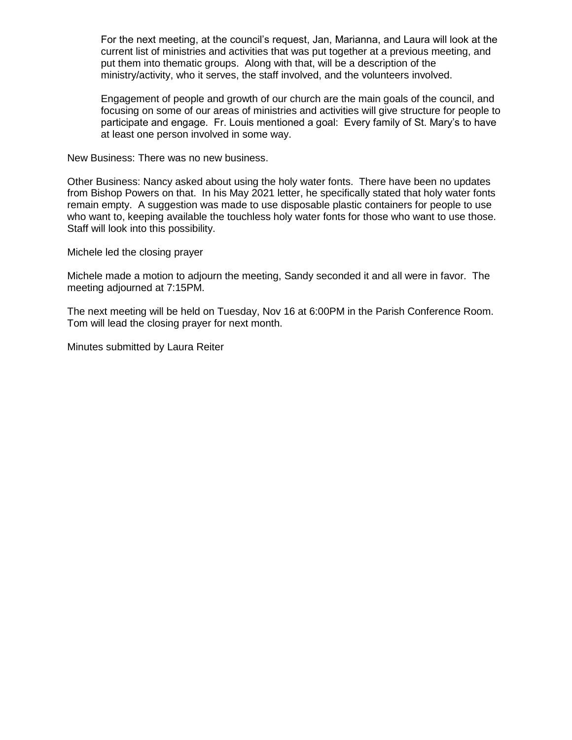For the next meeting, at the council's request, Jan, Marianna, and Laura will look at the current list of ministries and activities that was put together at a previous meeting, and put them into thematic groups. Along with that, will be a description of the ministry/activity, who it serves, the staff involved, and the volunteers involved.

Engagement of people and growth of our church are the main goals of the council, and focusing on some of our areas of ministries and activities will give structure for people to participate and engage. Fr. Louis mentioned a goal: Every family of St. Mary's to have at least one person involved in some way.

New Business: There was no new business.

Other Business: Nancy asked about using the holy water fonts. There have been no updates from Bishop Powers on that. In his May 2021 letter, he specifically stated that holy water fonts remain empty. A suggestion was made to use disposable plastic containers for people to use who want to, keeping available the touchless holy water fonts for those who want to use those. Staff will look into this possibility.

Michele led the closing prayer

Michele made a motion to adjourn the meeting, Sandy seconded it and all were in favor. The meeting adjourned at 7:15PM.

The next meeting will be held on Tuesday, Nov 16 at 6:00PM in the Parish Conference Room. Tom will lead the closing prayer for next month.

Minutes submitted by Laura Reiter